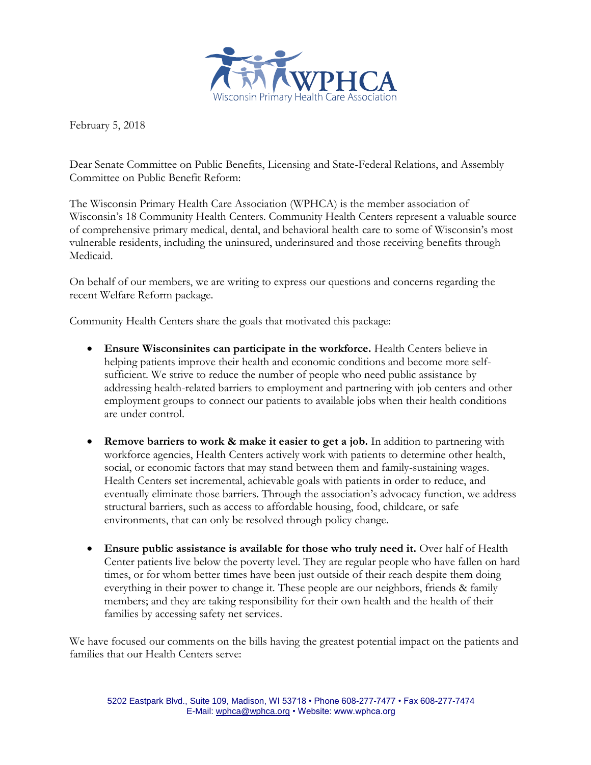WPHCA

Wisconsin Primary Health Care Association

February 5, 2018

Dear Senate Committee on Public Benefits, Licensing and State-Federal Relations, and Assembly Committee on Public Benefit Reform:

The Wisconsin Primary Health Care Association (WPHCA) is the member association of Wisconsin's 18 Community Health Centers. Community Health Centers represent a valuable source of comprehensive primary medical, dental, and behavioral health care to some of Wisconsin's most vulnerable residents, including the uninsured, underinsured and those receiving benefits through Medicaid.

On behalf of our members, we are writing to express our questions and concerns regarding the recent Welfare Reform package.

Community Health Centers share the goals that motivated this package:

- **Ensure Wisconsinites can participate in the workforce.** Health Centers believe in helping patients improve their health and economic conditions and become more self-sufficient. We strive to reduce the number of people who need public assistance by addressing health-related barriers to employment and partnering with job centers and other employment groups to connect our patients to available jobs when their health conditions are under control.

- **Remove barriers to work & make it easier to get a job.** In addition to partnering with workforce agencies, Health Centers actively work with patients to determine other health, social, or economic factors that may stand between them and family-sustaining wages. Health Centers set incremental, achievable goals with patients in order to reduce, and eventually eliminate those barriers. Through the association's advocacy function, we address structural barriers, such as access to affordable housing, food, childcare, or safe environments, that can only be resolved through policy change.

- **Ensure public assistance is available for those who truly need it.** Over half of Health Center patients live below the poverty level. They are regular people who have fallen on hard times, or for whom better times have been just outside of their reach despite them doing everything in their power to change it. These people are our neighbors, friends & family members; and they are taking responsibility for their own health and the health of their families by accessing safety net services.

We have focused our comments on the bills having the greatest potential impact on the patients and families that our Health Centers serve:

5202 Eastpark Blvd., Suite 109, Madison, WI 53718 • Phone 608-277-7477 • Fax 608-277-7474
E-Mail: wphca@wphca.org • Website: www.wphca.org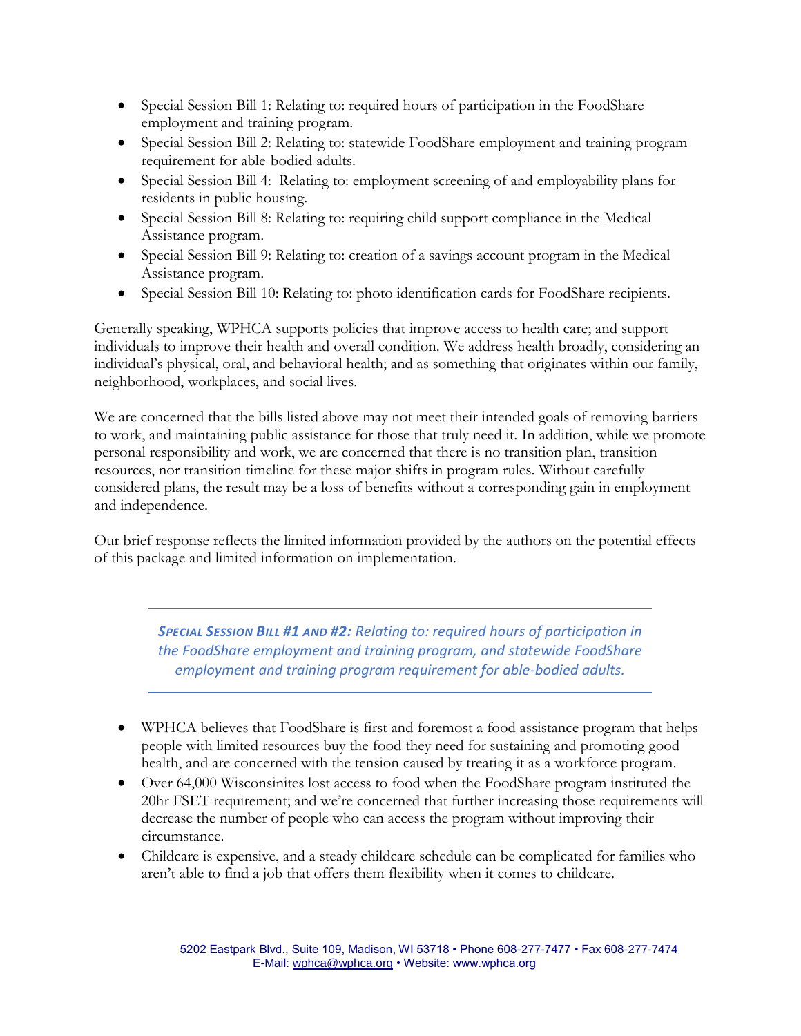- Special Session Bill 1: Relating to: required hours of participation in the FoodShare employment and training program.
- Special Session Bill 2: Relating to: statewide FoodShare employment and training program requirement for able-bodied adults.
- Special Session Bill 4: Relating to: employment screening of and employability plans for residents in public housing.
- Special Session Bill 8: Relating to: requiring child support compliance in the Medical Assistance program.
- Special Session Bill 9: Relating to: creation of a savings account program in the Medical Assistance program.
- Special Session Bill 10: Relating to: photo identification cards for FoodShare recipients.

Generally speaking, WPHCA supports policies that improve access to health care; and support individuals to improve their health and overall condition. We address health broadly, considering an individual's physical, oral, and behavioral health; and as something that originates within our family, neighborhood, workplaces, and social lives.

We are concerned that the bills listed above may not meet their intended goals of removing barriers to work, and maintaining public assistance for those that truly need it. In addition, while we promote personal responsibility and work, we are concerned that there is no transition plan, transition resources, nor transition timeline for these major shifts in program rules. Without carefully considered plans, the result may be a loss of benefits without a corresponding gain in employment and independence.

Our brief response reflects the limited information provided by the authors on the potential effects of this package and limited information on implementation.

---

***SPECIAL SESSION BILL #1 AND #2:** Relating to: required hours of participation in the FoodShare employment and training program, and statewide FoodShare employment and training program requirement for able-bodied adults.*

---

- WPHCA believes that FoodShare is first and foremost a food assistance program that helps people with limited resources buy the food they need for sustaining and promoting good health, and are concerned with the tension caused by treating it as a workforce program.
- Over 64,000 Wisconsinites lost access to food when the FoodShare program instituted the 20hr FSET requirement; and we're concerned that further increasing those requirements will decrease the number of people who can access the program without improving their circumstance.
- Childcare is expensive, and a steady childcare schedule can be complicated for families who aren't able to find a job that offers them flexibility when it comes to childcare.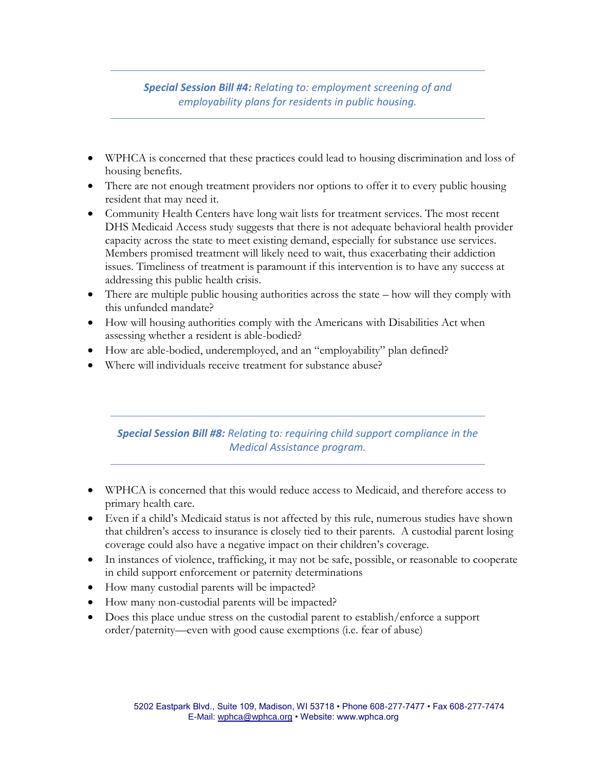## ***Special Session Bill #4:*** *Relating to: employment screening of and employability plans for residents in public housing.*

- WPHCA is concerned that these practices could lead to housing discrimination and loss of housing benefits.
- There are not enough treatment providers nor options to offer it to every public housing resident that may need it.
- Community Health Centers have long wait lists for treatment services. The most recent DHS Medicaid Access study suggests that there is not adequate behavioral health provider capacity across the state to meet existing demand, especially for substance use services. Members promised treatment will likely need to wait, thus exacerbating their addiction issues. Timeliness of treatment is paramount if this intervention is to have any success at addressing this public health crisis.
- There are multiple public housing authorities across the state – how will they comply with this unfunded mandate?
- How will housing authorities comply with the Americans with Disabilities Act when assessing whether a resident is able-bodied?
- How are able-bodied, underemployed, and an "employability" plan defined?
- Where will individuals receive treatment for substance abuse?

## ***Special Session Bill #8:*** *Relating to: requiring child support compliance in the Medical Assistance program.*

- WPHCA is concerned that this would reduce access to Medicaid, and therefore access to primary health care.
- Even if a child's Medicaid status is not affected by this rule, numerous studies have shown that children's access to insurance is closely tied to their parents. A custodial parent losing coverage could also have a negative impact on their children's coverage.
- In instances of violence, trafficking, it may not be safe, possible, or reasonable to cooperate in child support enforcement or paternity determinations
- How many custodial parents will be impacted?
- How many non-custodial parents will be impacted?
- Does this place undue stress on the custodial parent to establish/enforce a support order/paternity—even with good cause exemptions (i.e. fear of abuse)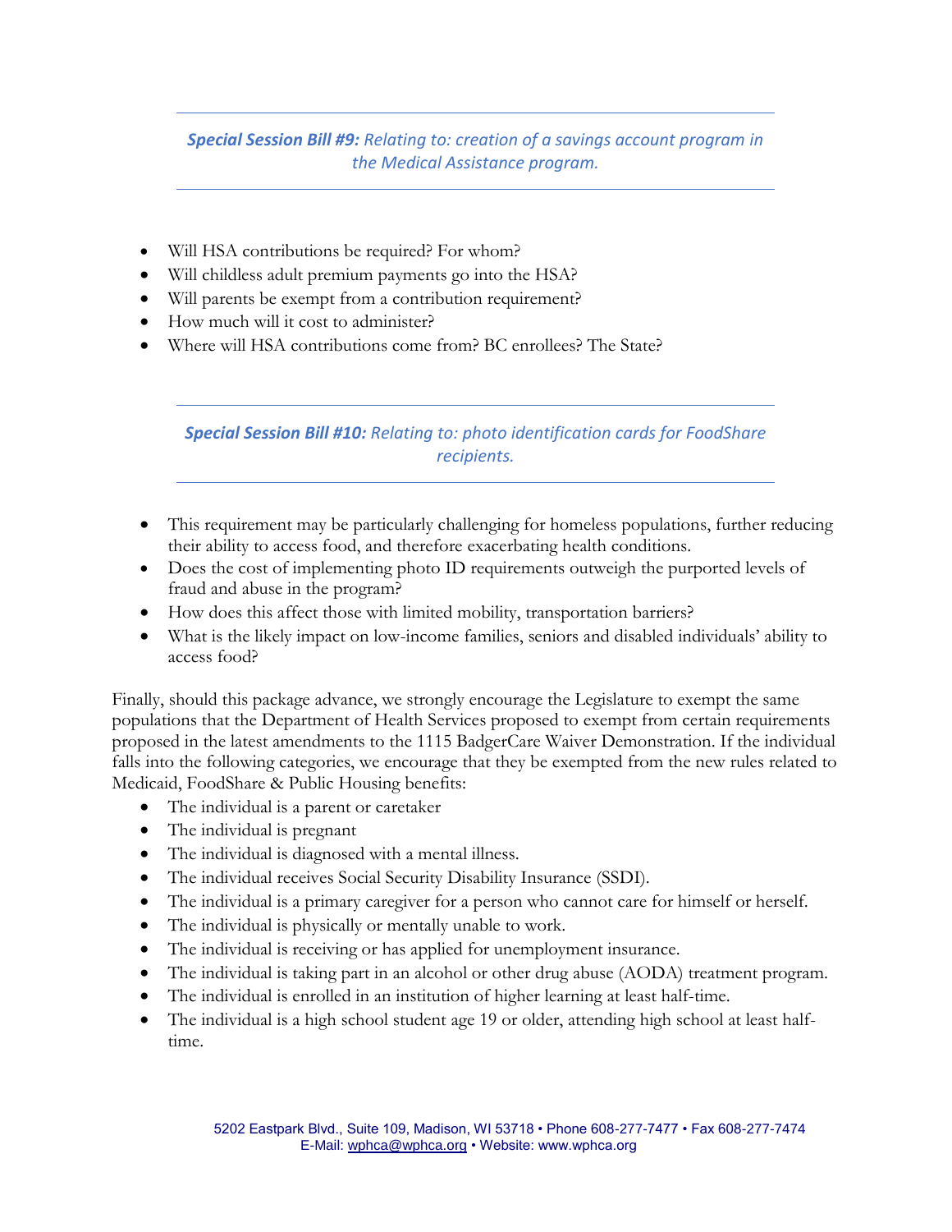***Special Session Bill #9:** Relating to: creation of a savings account program in the Medical Assistance program.*

- Will HSA contributions be required? For whom?
- Will childless adult premium payments go into the HSA?
- Will parents be exempt from a contribution requirement?
- How much will it cost to administer?
- Where will HSA contributions come from? BC enrollees? The State?

***Special Session Bill #10:** Relating to: photo identification cards for FoodShare recipients.*

- This requirement may be particularly challenging for homeless populations, further reducing their ability to access food, and therefore exacerbating health conditions.
- Does the cost of implementing photo ID requirements outweigh the purported levels of fraud and abuse in the program?
- How does this affect those with limited mobility, transportation barriers?
- What is the likely impact on low-income families, seniors and disabled individuals' ability to access food?

Finally, should this package advance, we strongly encourage the Legislature to exempt the same populations that the Department of Health Services proposed to exempt from certain requirements proposed in the latest amendments to the 1115 BadgerCare Waiver Demonstration. If the individual falls into the following categories, we encourage that they be exempted from the new rules related to Medicaid, FoodShare & Public Housing benefits:

- The individual is a parent or caretaker
- The individual is pregnant
- The individual is diagnosed with a mental illness.
- The individual receives Social Security Disability Insurance (SSDI).
- The individual is a primary caregiver for a person who cannot care for himself or herself.
- The individual is physically or mentally unable to work.
- The individual is receiving or has applied for unemployment insurance.
- The individual is taking part in an alcohol or other drug abuse (AODA) treatment program.
- The individual is enrolled in an institution of higher learning at least half-time.
- The individual is a high school student age 19 or older, attending high school at least half-time.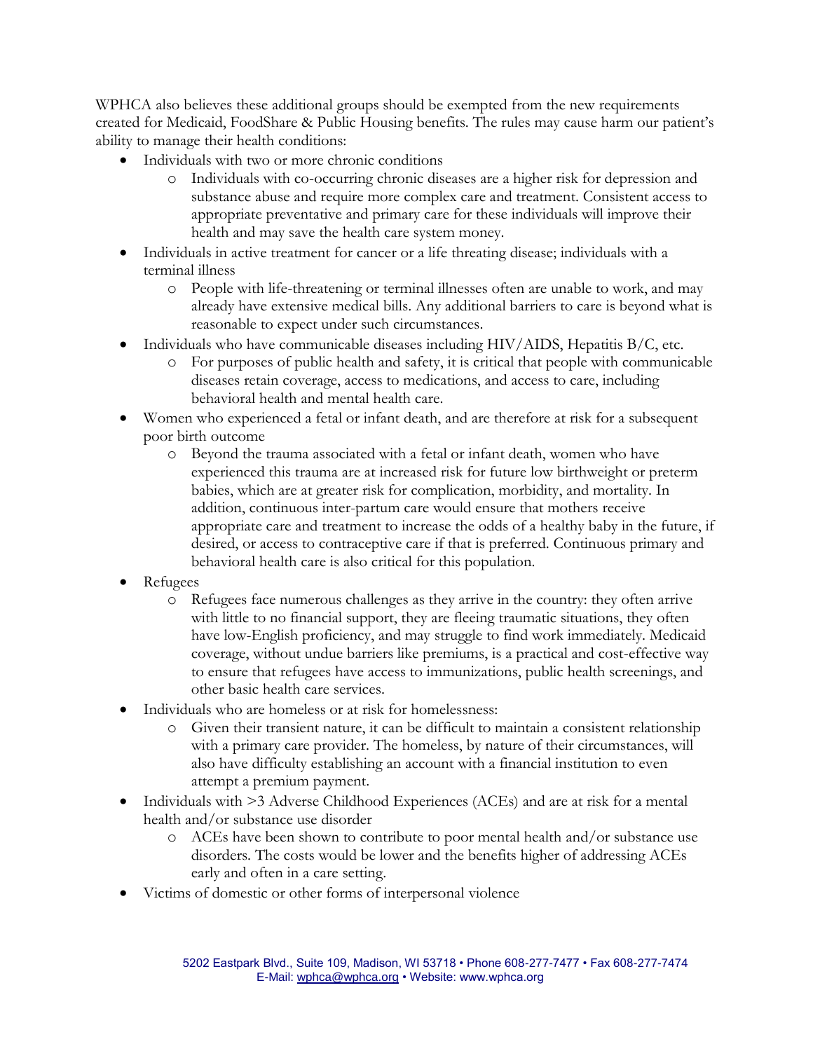WPHCA also believes these additional groups should be exempted from the new requirements created for Medicaid, FoodShare & Public Housing benefits. The rules may cause harm our patient's ability to manage their health conditions:

- Individuals with two or more chronic conditions
  - Individuals with co-occurring chronic diseases are a higher risk for depression and substance abuse and require more complex care and treatment. Consistent access to appropriate preventative and primary care for these individuals will improve their health and may save the health care system money.
- Individuals in active treatment for cancer or a life threating disease; individuals with a terminal illness
  - People with life-threatening or terminal illnesses often are unable to work, and may already have extensive medical bills. Any additional barriers to care is beyond what is reasonable to expect under such circumstances.
- Individuals who have communicable diseases including HIV/AIDS, Hepatitis B/C, etc.
  - For purposes of public health and safety, it is critical that people with communicable diseases retain coverage, access to medications, and access to care, including behavioral health and mental health care.
- Women who experienced a fetal or infant death, and are therefore at risk for a subsequent poor birth outcome
  - Beyond the trauma associated with a fetal or infant death, women who have experienced this trauma are at increased risk for future low birthweight or preterm babies, which are at greater risk for complication, morbidity, and mortality. In addition, continuous inter-partum care would ensure that mothers receive appropriate care and treatment to increase the odds of a healthy baby in the future, if desired, or access to contraceptive care if that is preferred. Continuous primary and behavioral health care is also critical for this population.
- Refugees
  - Refugees face numerous challenges as they arrive in the country: they often arrive with little to no financial support, they are fleeing traumatic situations, they often have low-English proficiency, and may struggle to find work immediately. Medicaid coverage, without undue barriers like premiums, is a practical and cost-effective way to ensure that refugees have access to immunizations, public health screenings, and other basic health care services.
- Individuals who are homeless or at risk for homelessness:
  - Given their transient nature, it can be difficult to maintain a consistent relationship with a primary care provider. The homeless, by nature of their circumstances, will also have difficulty establishing an account with a financial institution to even attempt a premium payment.
- Individuals with >3 Adverse Childhood Experiences (ACEs) and are at risk for a mental health and/or substance use disorder
  - ACEs have been shown to contribute to poor mental health and/or substance use disorders. The costs would be lower and the benefits higher of addressing ACEs early and often in a care setting.
- Victims of domestic or other forms of interpersonal violence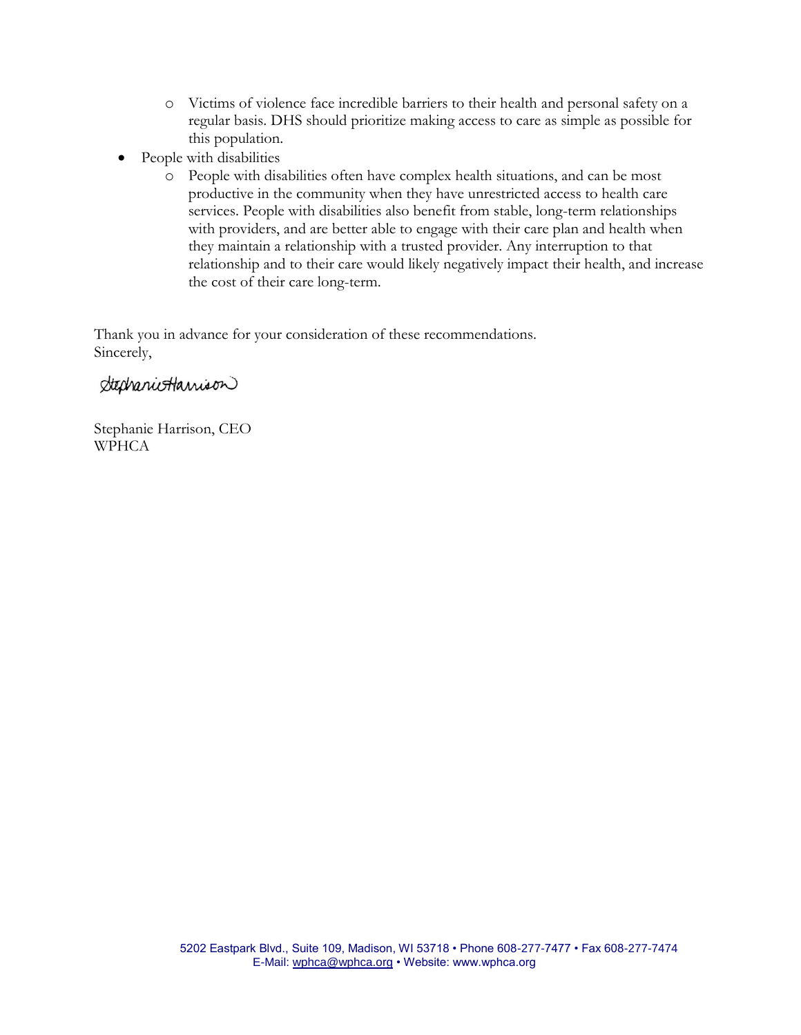- Victims of violence face incredible barriers to their health and personal safety on a regular basis. DHS should prioritize making access to care as simple as possible for this population.

- People with disabilities
  - People with disabilities often have complex health situations, and can be most productive in the community when they have unrestricted access to health care services. People with disabilities also benefit from stable, long-term relationships with providers, and are better able to engage with their care plan and health when they maintain a relationship with a trusted provider. Any interruption to that relationship and to their care would likely negatively impact their health, and increase the cost of their care long-term.

Thank you in advance for your consideration of these recommendations.
Sincerely,

Stephanie Harrison

Stephanie Harrison, CEO
WPHCA

5202 Eastpark Blvd., Suite 109, Madison, WI 53718 • Phone 608-277-7477 • Fax 608-277-7474
E-Mail: wphca@wphca.org • Website: www.wphca.org